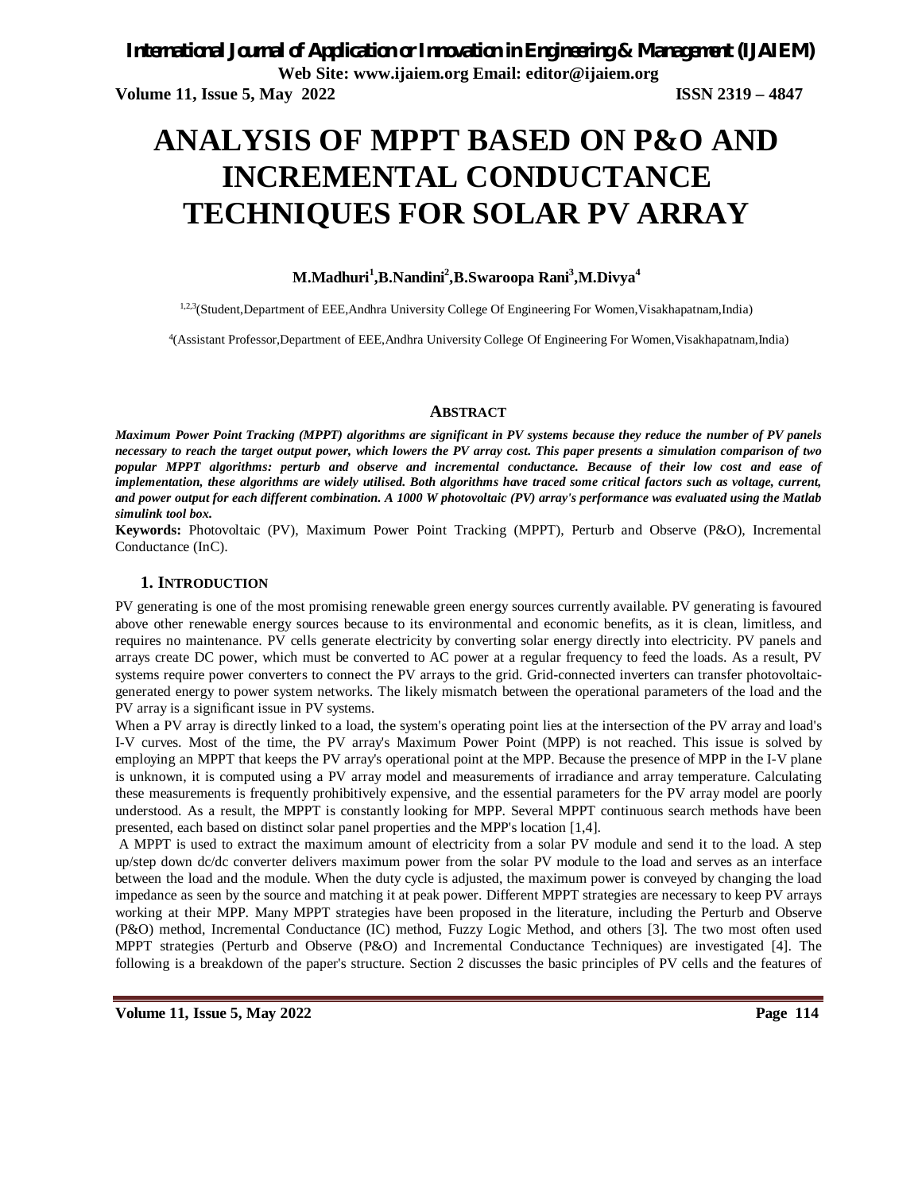# ANALYSIS OF MPPT BASED ON P&O AND INCREMENTAL CONDUCTANCE TECHNIQUES FOR SOLAR PV ARRAY

**M.Madhuri[1],B.Nandini[2],B.Swaroopa Rani[3],M.Divya[4]**

[1,2,3](Student,Department of EEE,Andhra University College Of Engineering For Women,Visakhapatnam,India)

[4](Assistant Professor,Department of EEE,Andhra University College Of Engineering For Women,Visakhapatnam,India)

## Abstract

***Maximum Power Point Tracking (MPPT) algorithms are significant in PV systems because they reduce the number of PV panels necessary to reach the target output power, which lowers the PV array cost. This paper presents a simulation comparison of two popular MPPT algorithms: perturb and observe and incremental conductance. Because of their low cost and ease of implementation, these algorithms are widely utilised. Both algorithms have traced some critical factors such as voltage, current, and power output for each different combination. A 1000 W photovoltaic (PV) array's performance was evaluated using the Matlab simulink tool box.***

**Keywords:** Photovoltaic (PV), Maximum Power Point Tracking (MPPT), Perturb and Observe (P&O), Incremental Conductance (InC).

## 1. Introduction

PV generating is one of the most promising renewable green energy sources currently available. PV generating is favoured above other renewable energy sources because to its environmental and economic benefits, as it is clean, limitless, and requires no maintenance. PV cells generate electricity by converting solar energy directly into electricity. PV panels and arrays create DC power, which must be converted to AC power at a regular frequency to feed the loads. As a result, PV systems require power converters to connect the PV arrays to the grid. Grid-connected inverters can transfer photovoltaic-generated energy to power system networks. The likely mismatch between the operational parameters of the load and the PV array is a significant issue in PV systems.

When a PV array is directly linked to a load, the system's operating point lies at the intersection of the PV array and load's I-V curves. Most of the time, the PV array's Maximum Power Point (MPP) is not reached. This issue is solved by employing an MPPT that keeps the PV array's operational point at the MPP. Because the presence of MPP in the I-V plane is unknown, it is computed using a PV array model and measurements of irradiance and array temperature. Calculating these measurements is frequently prohibitively expensive, and the essential parameters for the PV array model are poorly understood. As a result, the MPPT is constantly looking for MPP. Several MPPT continuous search methods have been presented, each based on distinct solar panel properties and the MPP's location [1,4].

A MPPT is used to extract the maximum amount of electricity from a solar PV module and send it to the load. A step up/step down dc/dc converter delivers maximum power from the solar PV module to the load and serves as an interface between the load and the module. When the duty cycle is adjusted, the maximum power is conveyed by changing the load impedance as seen by the source and matching it at peak power. Different MPPT strategies are necessary to keep PV arrays working at their MPP. Many MPPT strategies have been proposed in the literature, including the Perturb and Observe (P&O) method, Incremental Conductance (IC) method, Fuzzy Logic Method, and others [3]. The two most often used MPPT strategies (Perturb and Observe (P&O) and Incremental Conductance Techniques) are investigated [4]. The following is a breakdown of the paper's structure. Section 2 discusses the basic principles of PV cells and the features of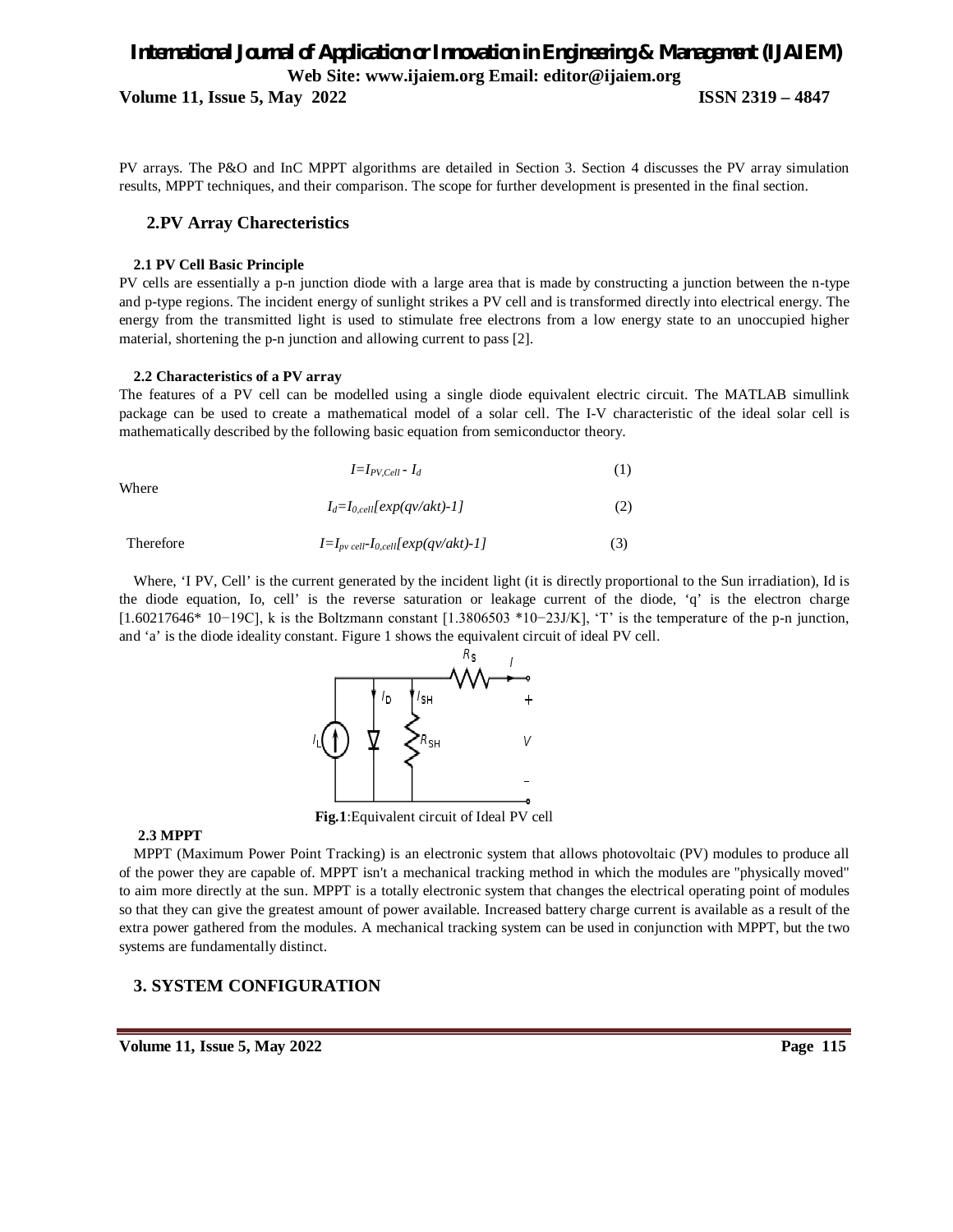PV arrays. The P&O and InC MPPT algorithms are detailed in Section 3. Section 4 discusses the PV array simulation results, MPPT techniques, and their comparison. The scope for further development is presented in the final section.

## 2.PV Array Charecteristics

### 2.1 PV Cell Basic Principle

PV cells are essentially a p-n junction diode with a large area that is made by constructing a junction between the n-type and p-type regions. The incident energy of sunlight strikes a PV cell and is transformed directly into electrical energy. The energy from the transmitted light is used to stimulate free electrons from a low energy state to an unoccupied higher material, shortening the p-n junction and allowing current to pass [2].

### 2.2 Characteristics of a PV array

The features of a PV cell can be modelled using a single diode equivalent electric circuit. The MATLAB simullink package can be used to create a mathematical model of a solar cell. The I-V characteristic of the ideal solar cell is mathematically described by the following basic equation from semiconductor theory.

$$I=I_{PV,Cell} - I_d \tag{1}$$

Where

$$I_d=I_{0,cell}[exp(qv/akt)-1] \tag{2}$$

Therefore

$$I=I_{pv\ cell}-I_{0,cell}[exp(qv/akt)-1] \tag{3}$$

Where, 'I PV, Cell' is the current generated by the incident light (it is directly proportional to the Sun irradiation), Id is the diode equation, Io, cell' is the reverse saturation or leakage current of the diode, 'q' is the electron charge [1.60217646* 10−19C], k is the Boltzmann constant [1.3806503 *10−23J/K], 'T' is the temperature of the p-n junction, and 'a' is the diode ideality constant. Figure 1 shows the equivalent circuit of ideal PV cell.

**Fig.1**:Equivalent circuit of Ideal PV cell

### 2.3 MPPT

MPPT (Maximum Power Point Tracking) is an electronic system that allows photovoltaic (PV) modules to produce all of the power they are capable of. MPPT isn't a mechanical tracking method in which the modules are "physically moved" to aim more directly at the sun. MPPT is a totally electronic system that changes the electrical operating point of modules so that they can give the greatest amount of power available. Increased battery charge current is available as a result of the extra power gathered from the modules. A mechanical tracking system can be used in conjunction with MPPT, but the two systems are fundamentally distinct.

## 3. SYSTEM CONFIGURATION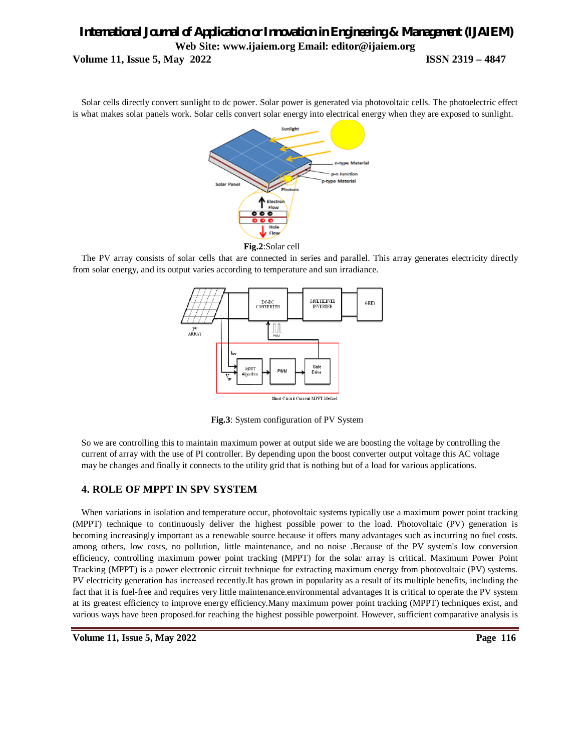Solar cells directly convert sunlight to dc power. Solar power is generated via photovoltaic cells. The photoelectric effect is what makes solar panels work. Solar cells convert solar energy into electrical energy when they are exposed to sunlight.

**Fig.2**:Solar cell

The PV array consists of solar cells that are connected in series and parallel. This array generates electricity directly from solar energy, and its output varies according to temperature and sun irradiance.

**Fig.3**: System configuration of PV System

So we are controlling this to maintain maximum power at output side we are boosting the voltage by controlling the current of array with the use of PI controller. By depending upon the boost converter output voltage this AC voltage may be changes and finally it connects to the utility grid that is nothing but of a load for various applications.

## 4. ROLE OF MPPT IN SPV SYSTEM

When variations in isolation and temperature occur, photovoltaic systems typically use a maximum power point tracking (MPPT) technique to continuously deliver the highest possible power to the load. Photovoltaic (PV) generation is becoming increasingly important as a renewable source because it offers many advantages such as incurring no fuel costs. among others, low costs, no pollution, little maintenance, and no noise .Because of the PV system's low conversion efficiency, controlling maximum power point tracking (MPPT) for the solar array is critical. Maximum Power Point Tracking (MPPT) is a power electronic circuit technique for extracting maximum energy from photovoltaic (PV) systems. PV electricity generation has increased recently.It has grown in popularity as a result of its multiple benefits, including the fact that it is fuel-free and requires very little maintenance.environmental advantages It is critical to operate the PV system at its greatest efficiency to improve energy efficiency.Many maximum power point tracking (MPPT) techniques exist, and various ways have been proposed.for reaching the highest possible powerpoint. However, sufficient comparative analysis is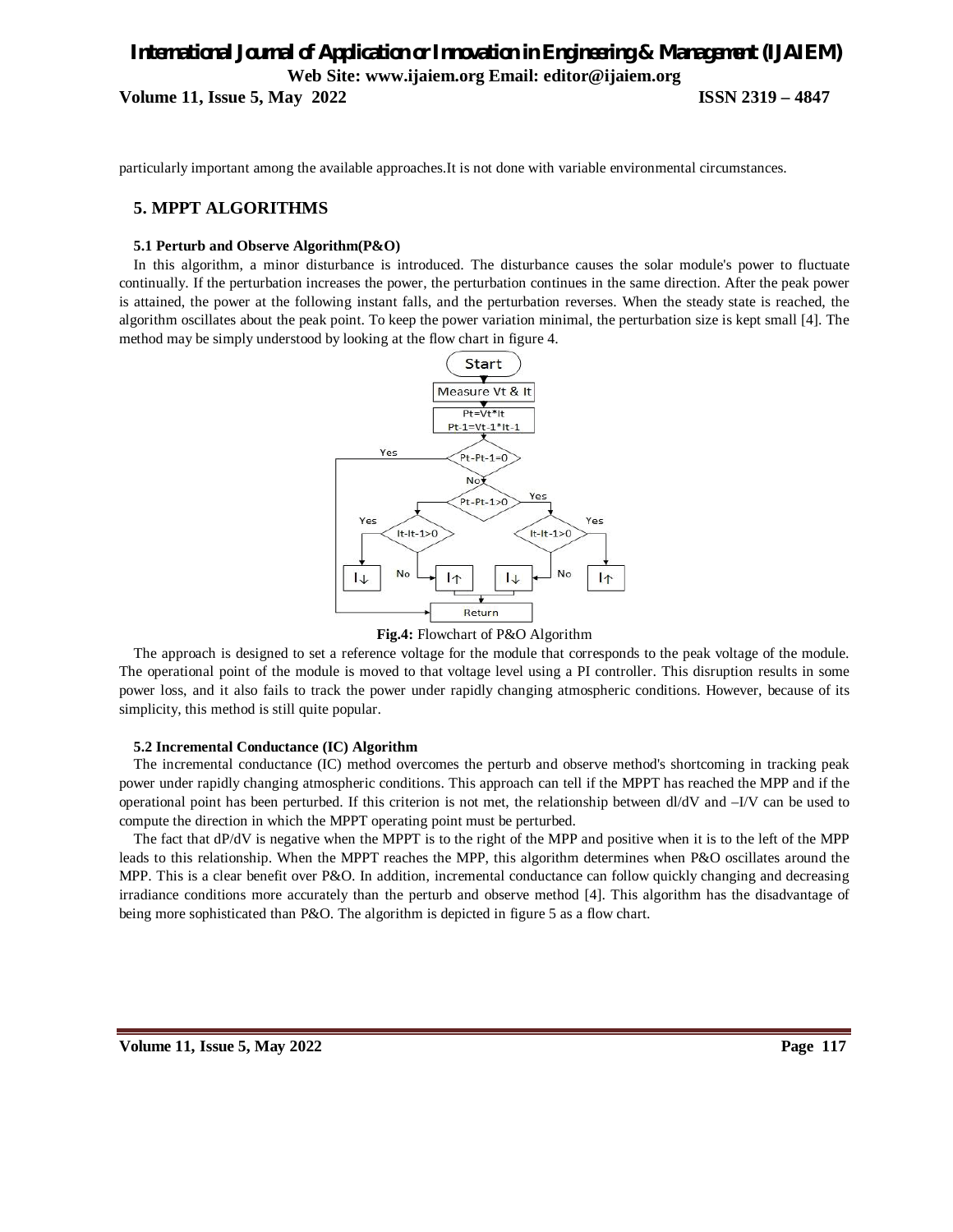particularly important among the available approaches.It is not done with variable environmental circumstances.

## 5. MPPT ALGORITHMS

### 5.1 Perturb and Observe Algorithm(P&O)

In this algorithm, a minor disturbance is introduced. The disturbance causes the solar module's power to fluctuate continually. If the perturbation increases the power, the perturbation continues in the same direction. After the peak power is attained, the power at the following instant falls, and the perturbation reverses. When the steady state is reached, the algorithm oscillates about the peak point. To keep the power variation minimal, the perturbation size is kept small [4]. The method may be simply understood by looking at the flow chart in figure 4.

**Fig.4:** Flowchart of P&O Algorithm

The approach is designed to set a reference voltage for the module that corresponds to the peak voltage of the module. The operational point of the module is moved to that voltage level using a PI controller. This disruption results in some power loss, and it also fails to track the power under rapidly changing atmospheric conditions. However, because of its simplicity, this method is still quite popular.

### 5.2 Incremental Conductance (IC) Algorithm

The incremental conductance (IC) method overcomes the perturb and observe method's shortcoming in tracking peak power under rapidly changing atmospheric conditions. This approach can tell if the MPPT has reached the MPP and if the operational point has been perturbed. If this criterion is not met, the relationship between $dI/dV$ and $-I/V$ can be used to compute the direction in which the MPPT operating point must be perturbed.

The fact that $dP/dV$ is negative when the MPPT is to the right of the MPP and positive when it is to the left of the MPP leads to this relationship. When the MPPT reaches the MPP, this algorithm determines when P&O oscillates around the MPP. This is a clear benefit over P&O. In addition, incremental conductance can follow quickly changing and decreasing irradiance conditions more accurately than the perturb and observe method [4]. This algorithm has the disadvantage of being more sophisticated than P&O. The algorithm is depicted in figure 5 as a flow chart.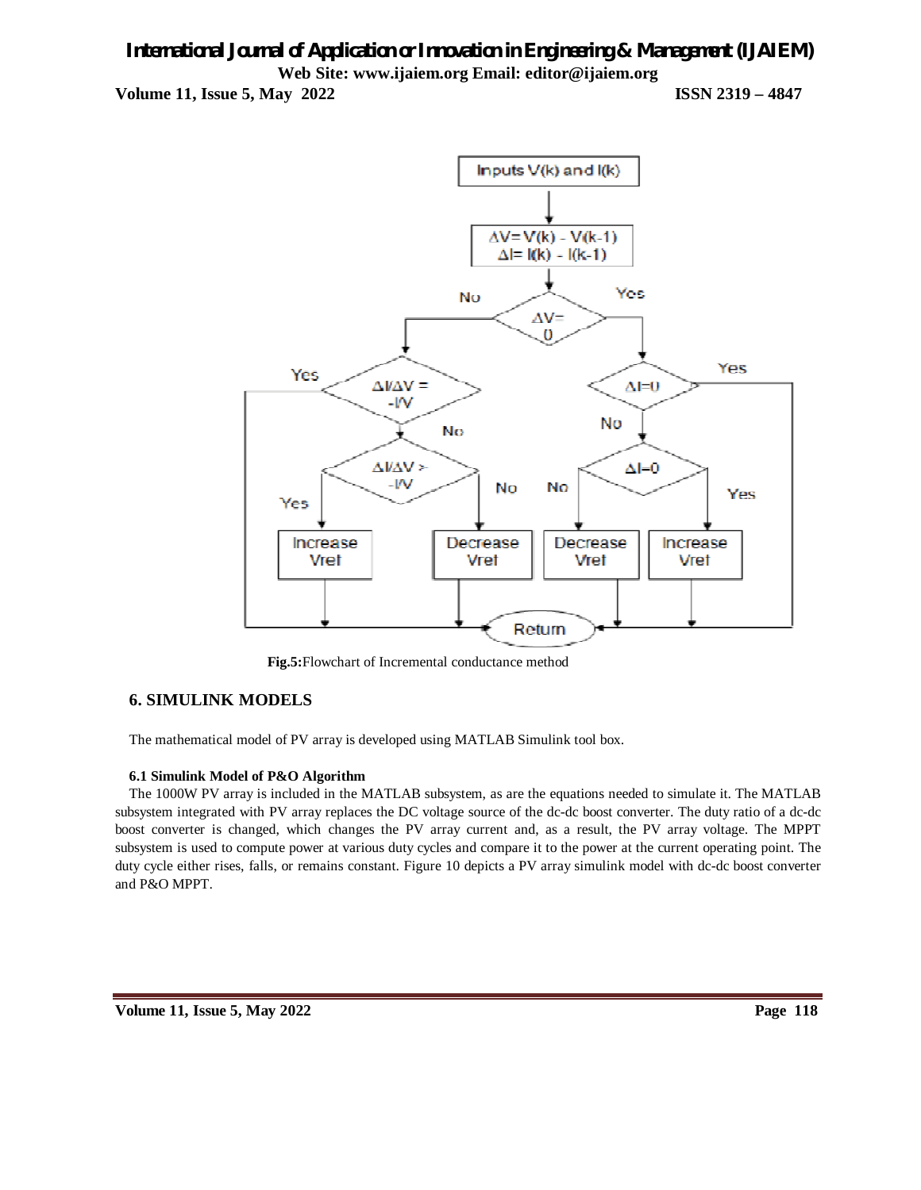Fig.5: Flowchart of Incremental conductance method

## 6. SIMULINK MODELS

The mathematical model of PV array is developed using MATLAB Simulink tool box.

### 6.1 Simulink Model of P&O Algorithm

The 1000W PV array is included in the MATLAB subsystem, as are the equations needed to simulate it. The MATLAB subsystem integrated with PV array replaces the DC voltage source of the dc-dc boost converter. The duty ratio of a dc-dc boost converter is changed, which changes the PV array current and, as a result, the PV array voltage. The MPPT subsystem is used to compute power at various duty cycles and compare it to the power at the current operating point. The duty cycle either rises, falls, or remains constant. Figure 10 depicts a PV array simulink model with dc-dc boost converter and P&O MPPT.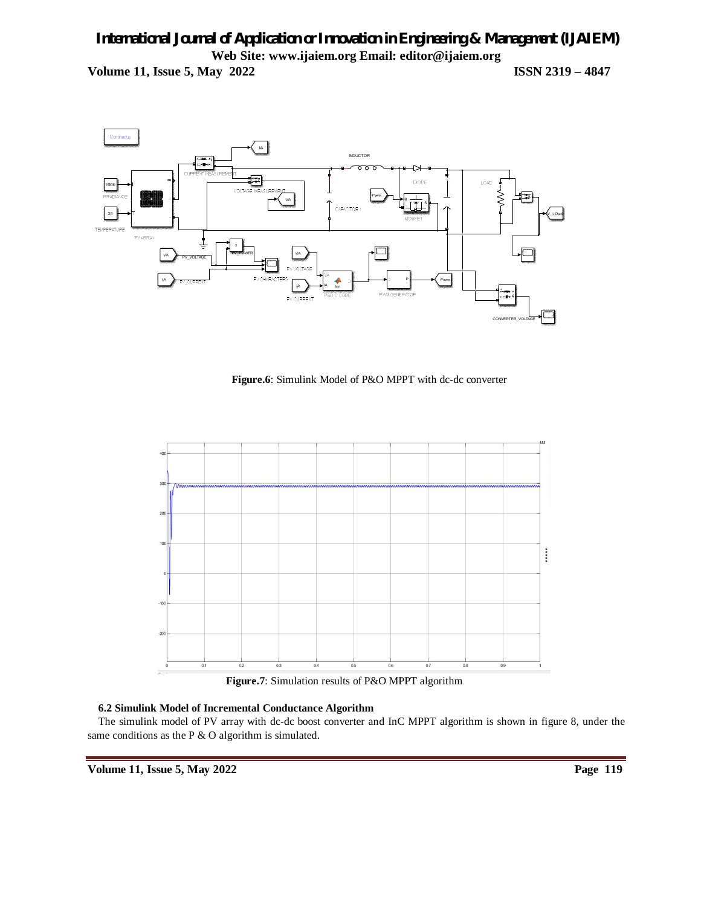**Figure.6**: Simulink Model of P&O MPPT with dc-dc converter

**Figure.7**: Simulation results of P&O MPPT algorithm

### 6.2 Simulink Model of Incremental Conductance Algorithm

The simulink model of PV array with dc-dc boost converter and InC MPPT algorithm is shown in figure 8, under the same conditions as the P & O algorithm is simulated.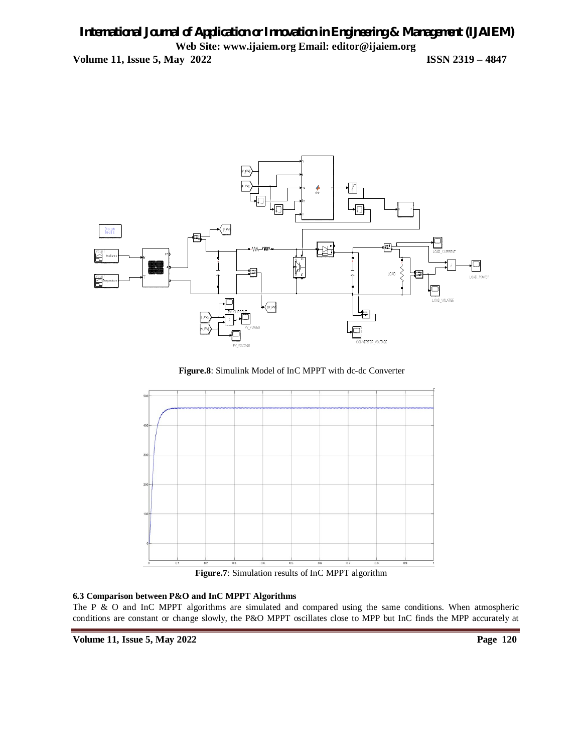**Figure.8**: Simulink Model of InC MPPT with dc-dc Converter

**Figure.7**: Simulation results of InC MPPT algorithm

### 6.3 Comparison between P&O and InC MPPT Algorithms

The P & O and InC MPPT algorithms are simulated and compared using the same conditions. When atmospheric conditions are constant or change slowly, the P&O MPPT oscillates close to MPP but InC finds the MPP accurately at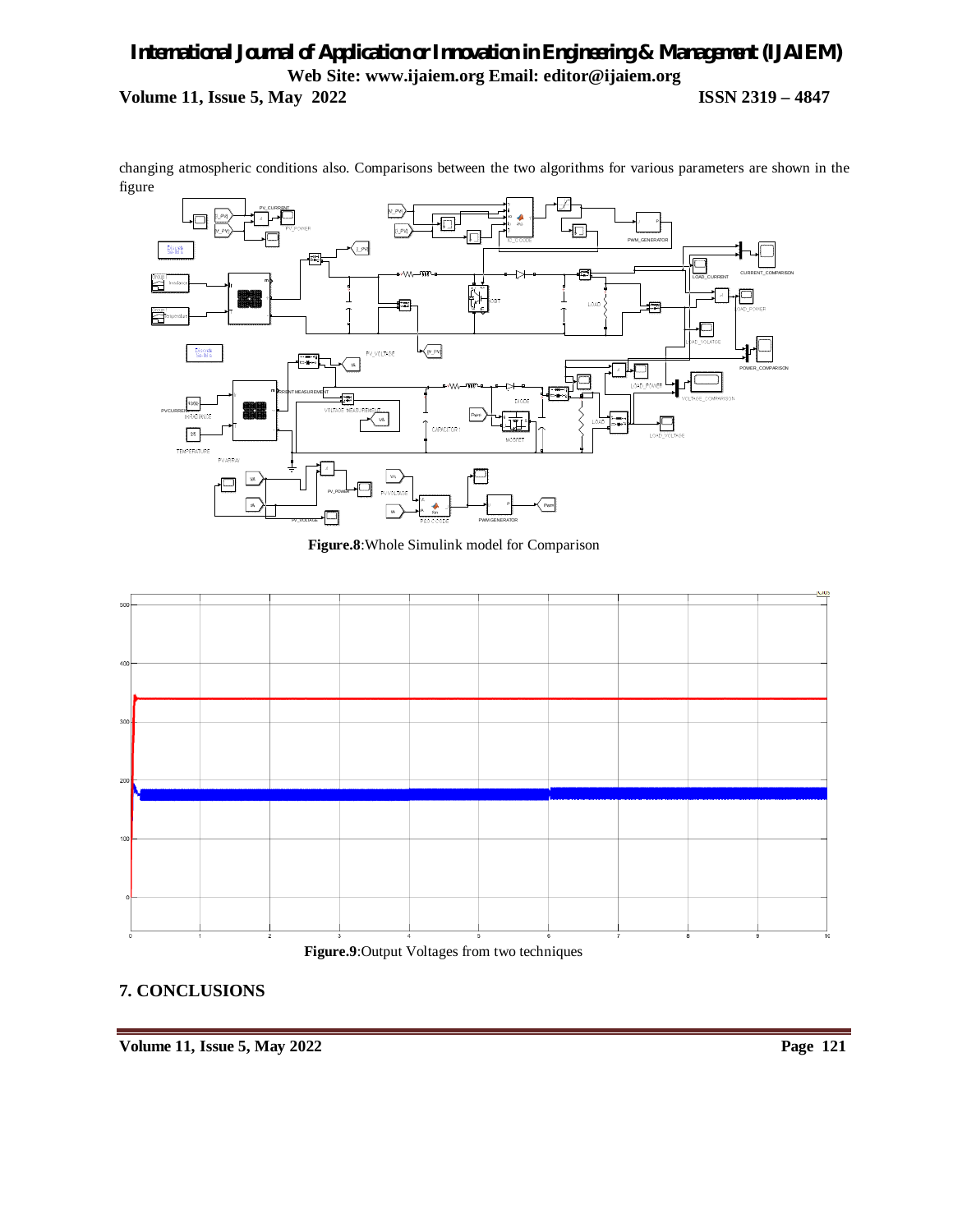changing atmospheric conditions also. Comparisons between the two algorithms for various parameters are shown in the figure

**Figure.8**:Whole Simulink model for Comparison

**Figure.9**:Output Voltages from two techniques

## 7. CONCLUSIONS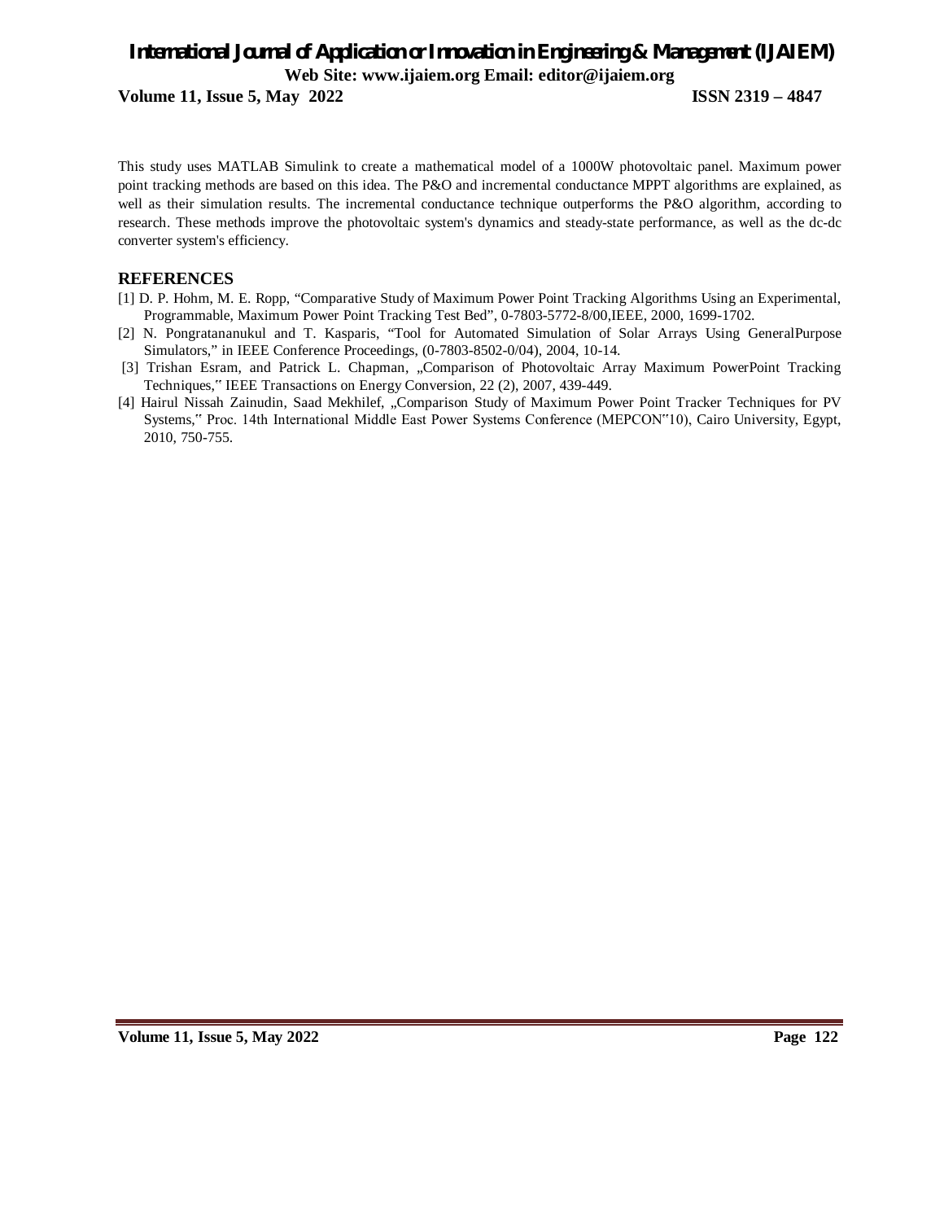This study uses MATLAB Simulink to create a mathematical model of a 1000W photovoltaic panel. Maximum power point tracking methods are based on this idea. The P&O and incremental conductance MPPT algorithms are explained, as well as their simulation results. The incremental conductance technique outperforms the P&O algorithm, according to research. These methods improve the photovoltaic system's dynamics and steady-state performance, as well as the dc-dc converter system's efficiency.

## REFERENCES

[1] D. P. Hohm, M. E. Ropp, "Comparative Study of Maximum Power Point Tracking Algorithms Using an Experimental, Programmable, Maximum Power Point Tracking Test Bed", 0-7803-5772-8/00,IEEE, 2000, 1699-1702.

[2] N. Pongratananukul and T. Kasparis, "Tool for Automated Simulation of Solar Arrays Using GeneralPurpose Simulators," in IEEE Conference Proceedings, (0-7803-8502-0/04), 2004, 10-14.

[3] Trishan Esram, and Patrick L. Chapman, „Comparison of Photovoltaic Array Maximum PowerPoint Tracking Techniques," IEEE Transactions on Energy Conversion, 22 (2), 2007, 439-449.

[4] Hairul Nissah Zainudin, Saad Mekhilef, „Comparison Study of Maximum Power Point Tracker Techniques for PV Systems," Proc. 14th International Middle East Power Systems Conference (MEPCON"10), Cairo University, Egypt, 2010, 750-755.